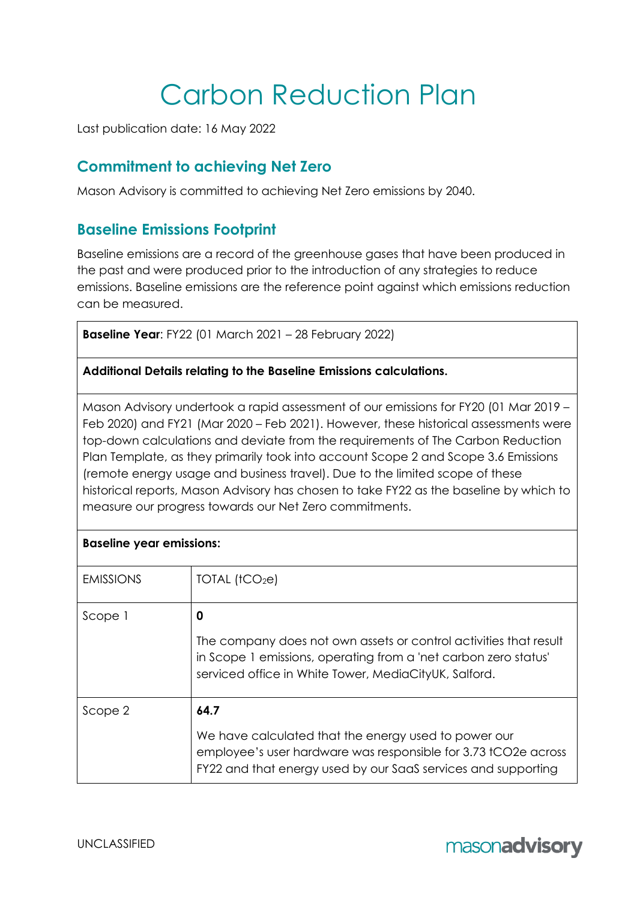# Carbon Reduction Plan

Last publication date: 16 May 2022

## Commitment to achieving Net Zero

Mason Advisory is committed to achieving Net Zero emissions by 2040.

## Baseline Emissions Footprint

Baseline emissions are a record of the greenhouse gases that have been produced in the past and were produced prior to the introduction of any strategies to reduce emissions. Baseline emissions are the reference point against which emissions reduction can be measured.

| **Baseline Year**: FY22 (01 March 2021 – 28 February 2022) | |
|---|---|
| **Additional Details relating to the Baseline Emissions calculations.** | |
| Mason Advisory undertook a rapid assessment of our emissions for FY20 (01 Mar 2019 – Feb 2020) and FY21 (Mar 2020 – Feb 2021). However, these historical assessments were top-down calculations and deviate from the requirements of The Carbon Reduction Plan Template, as they primarily took into account Scope 2 and Scope 3.6 Emissions (remote energy usage and business travel). Due to the limited scope of these historical reports, Mason Advisory has chosen to take FY22 as the baseline by which to measure our progress towards our Net Zero commitments. | |
| **Baseline year emissions:** | |
| EMISSIONS | TOTAL ($tCO_2e$) |
| Scope 1 | **0**<br><br>The company does not own assets or control activities that result in Scope 1 emissions, operating from a 'net carbon zero status' serviced office in White Tower, MediaCityUK, Salford. |
| Scope 2 | **64.7**<br><br>We have calculated that the energy used to power our employee's user hardware was responsible for 3.73 $tCO_2e$ across FY22 and that energy used by our SaaS services and supporting |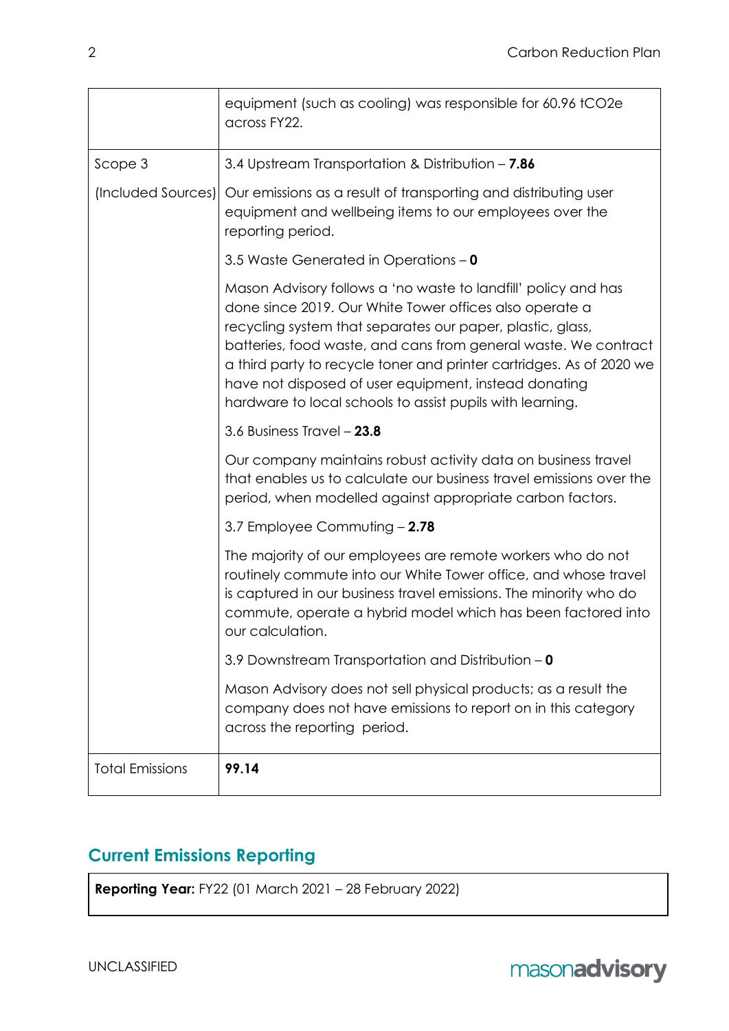| | |
|---|---|
| | equipment (such as cooling) was responsible for 60.96 tCO2e across FY22. |
| Scope 3<br><br>(Included Sources) | 3.4 Upstream Transportation & Distribution – **7.86**<br><br>Our emissions as a result of transporting and distributing user equipment and wellbeing items to our employees over the reporting period.<br><br>3.5 Waste Generated in Operations – **0**<br><br>Mason Advisory follows a 'no waste to landfill' policy and has done since 2019. Our White Tower offices also operate a recycling system that separates our paper, plastic, glass, batteries, food waste, and cans from general waste. We contract a third party to recycle toner and printer cartridges. As of 2020 we have not disposed of user equipment, instead donating hardware to local schools to assist pupils with learning.<br><br>3.6 Business Travel – **23.8**<br><br>Our company maintains robust activity data on business travel that enables us to calculate our business travel emissions over the period, when modelled against appropriate carbon factors.<br><br>3.7 Employee Commuting – **2.78**<br><br>The majority of our employees are remote workers who do not routinely commute into our White Tower office, and whose travel is captured in our business travel emissions. The minority who do commute, operate a hybrid model which has been factored into our calculation.<br><br>3.9 Downstream Transportation and Distribution – **0**<br><br>Mason Advisory does not sell physical products; as a result the company does not have emissions to report on in this category across the reporting period. |
| Total Emissions | **99.14** |

## Current Emissions Reporting

**Reporting Year:** FY22 (01 March 2021 – 28 February 2022)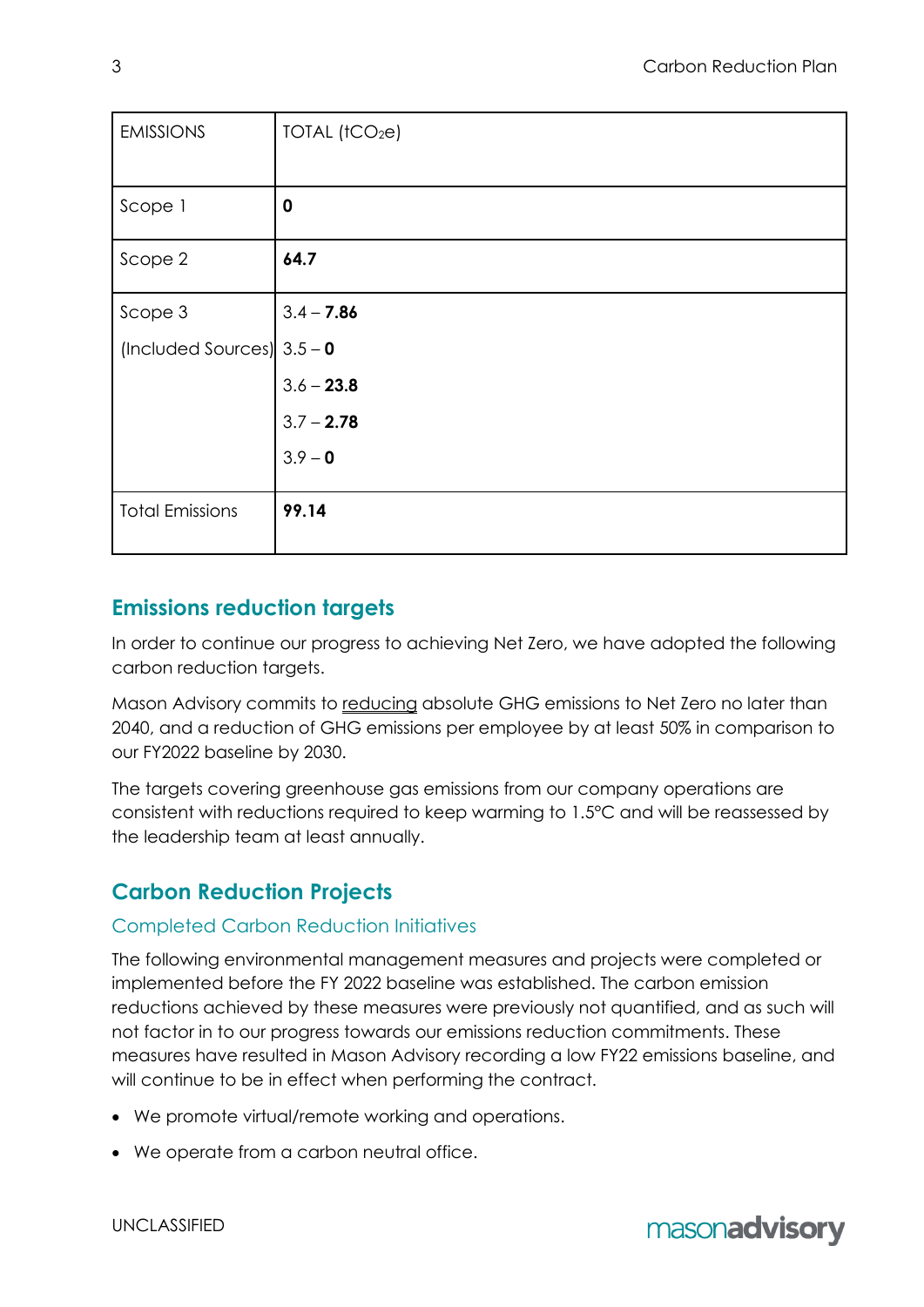| EMISSIONS | TOTAL ($tCO_2e$) |
|---|---|
| Scope 1 | **0** |
| Scope 2 | **64.7** |
| Scope 3<br>(Included Sources) | 3.4 – **7.86**<br>3.5 – **0**<br>3.6 – **23.8**<br>3.7 – **2.78**<br>3.9 – **0** |
| Total Emissions | **99.14** |

## Emissions reduction targets

In order to continue our progress to achieving Net Zero, we have adopted the following carbon reduction targets.

Mason Advisory commits to reducing absolute GHG emissions to Net Zero no later than 2040, and a reduction of GHG emissions per employee by at least 50% in comparison to our FY2022 baseline by 2030.

The targets covering greenhouse gas emissions from our company operations are consistent with reductions required to keep warming to 1.5°C and will be reassessed by the leadership team at least annually.

## Carbon Reduction Projects

### Completed Carbon Reduction Initiatives

The following environmental management measures and projects were completed or implemented before the FY 2022 baseline was established. The carbon emission reductions achieved by these measures were previously not quantified, and as such will not factor in to our progress towards our emissions reduction commitments. These measures have resulted in Mason Advisory recording a low FY22 emissions baseline, and will continue to be in effect when performing the contract.

- We promote virtual/remote working and operations.
- We operate from a carbon neutral office.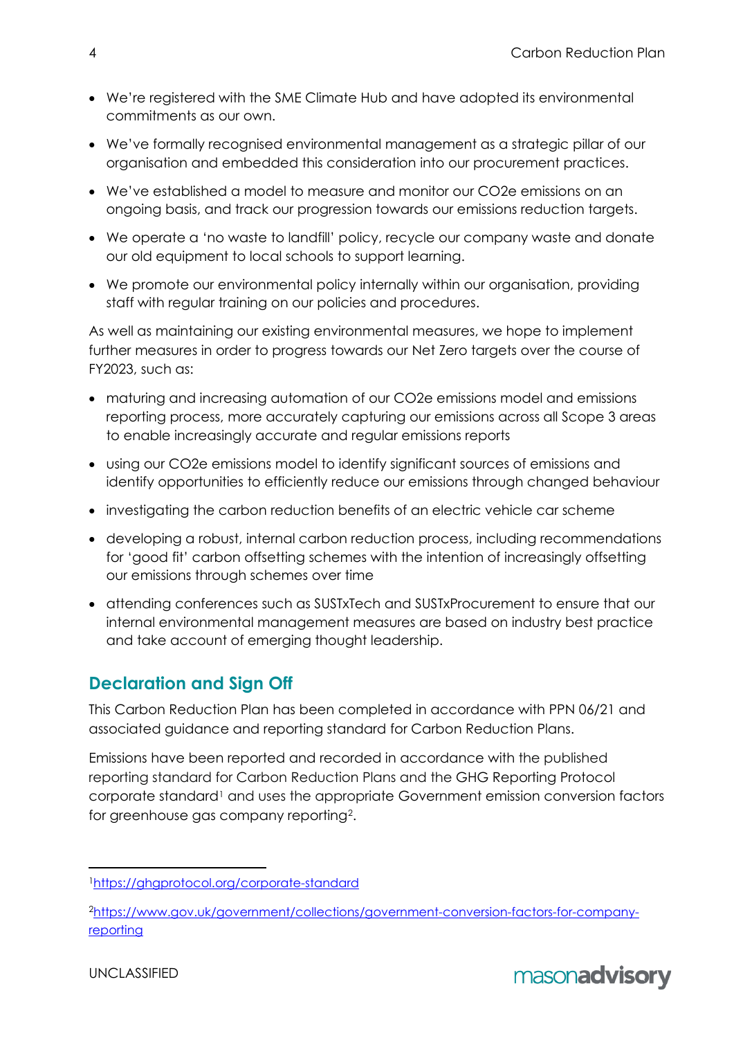- We're registered with the SME Climate Hub and have adopted its environmental commitments as our own.
- We've formally recognised environmental management as a strategic pillar of our organisation and embedded this consideration into our procurement practices.
- We've established a model to measure and monitor our CO2e emissions on an ongoing basis, and track our progression towards our emissions reduction targets.
- We operate a 'no waste to landfill' policy, recycle our company waste and donate our old equipment to local schools to support learning.
- We promote our environmental policy internally within our organisation, providing staff with regular training on our policies and procedures.

As well as maintaining our existing environmental measures, we hope to implement further measures in order to progress towards our Net Zero targets over the course of FY2023, such as:

- maturing and increasing automation of our CO2e emissions model and emissions reporting process, more accurately capturing our emissions across all Scope 3 areas to enable increasingly accurate and regular emissions reports
- using our CO2e emissions model to identify significant sources of emissions and identify opportunities to efficiently reduce our emissions through changed behaviour
- investigating the carbon reduction benefits of an electric vehicle car scheme
- developing a robust, internal carbon reduction process, including recommendations for 'good fit' carbon offsetting schemes with the intention of increasingly offsetting our emissions through schemes over time
- attending conferences such as SUSTxTech and SUSTxProcurement to ensure that our internal environmental management measures are based on industry best practice and take account of emerging thought leadership.

## Declaration and Sign Off

This Carbon Reduction Plan has been completed in accordance with PPN 06/21 and associated guidance and reporting standard for Carbon Reduction Plans.

Emissions have been reported and recorded in accordance with the published reporting standard for Carbon Reduction Plans and the GHG Reporting Protocol corporate standard[1] and uses the appropriate Government emission conversion factors for greenhouse gas company reporting[2].

[1] https://ghgprotocol.org/corporate-standard

[2] https://www.gov.uk/government/collections/government-conversion-factors-for-company-reporting

UNCLASSIFIED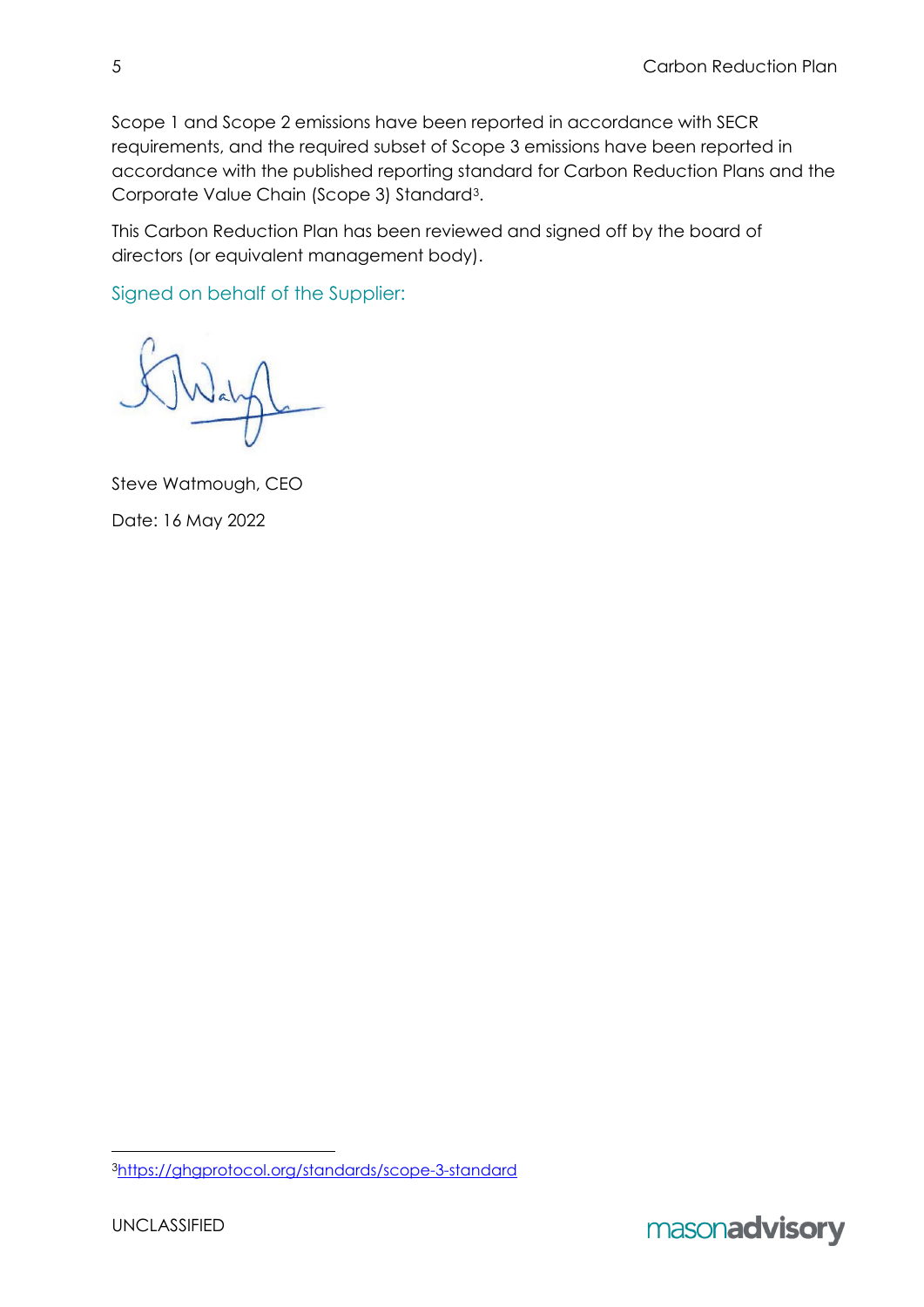Scope 1 and Scope 2 emissions have been reported in accordance with SECR requirements, and the required subset of Scope 3 emissions have been reported in accordance with the published reporting standard for Carbon Reduction Plans and the Corporate Value Chain (Scope 3) Standard[3].

This Carbon Reduction Plan has been reviewed and signed off by the board of directors (or equivalent management body).

Signed on behalf of the Supplier:

Steve Watmough, CEO

Date: 16 May 2022

[3]https://ghgprotocol.org/standards/scope-3-standard

UNCLASSIFIED